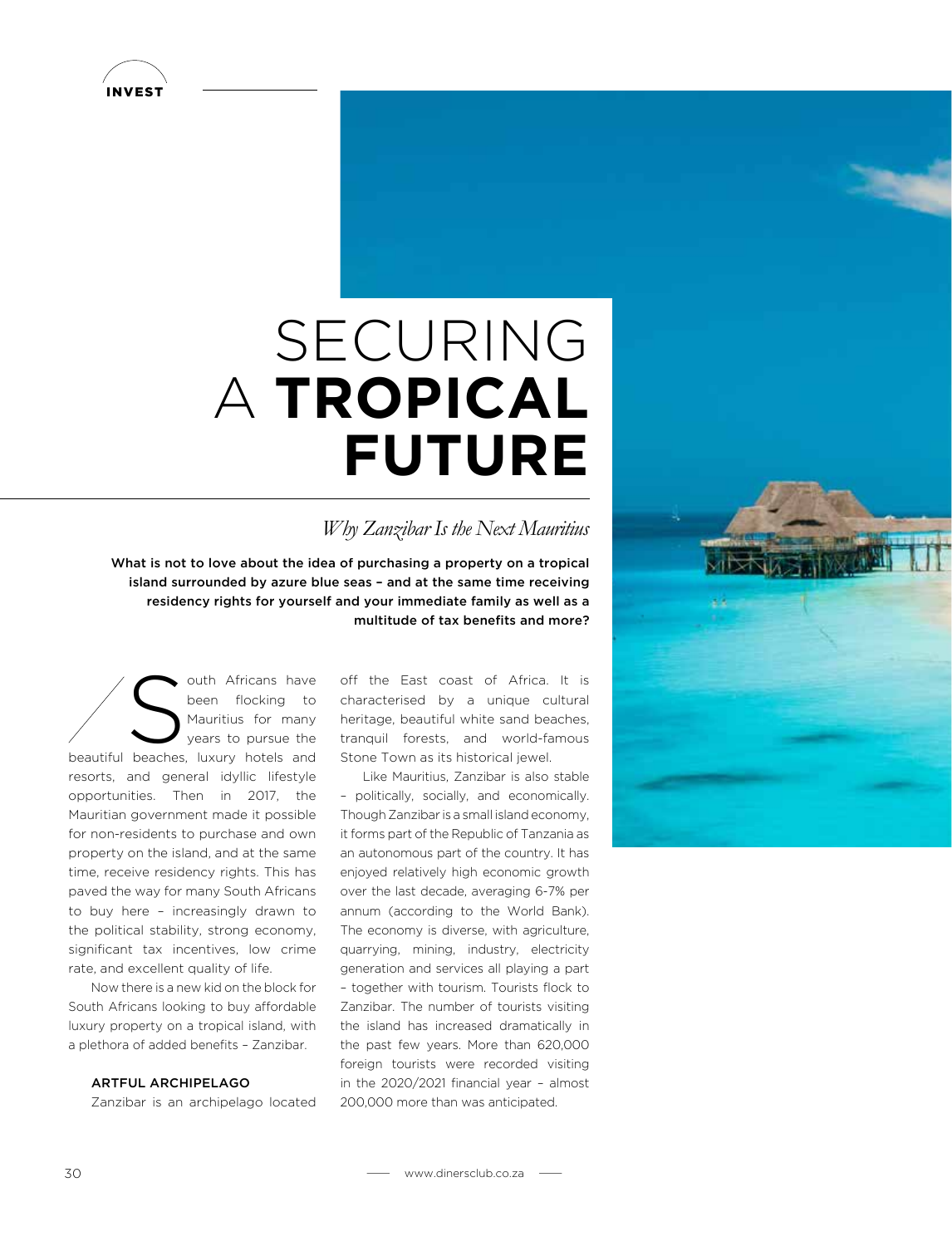INVEST

# SECURING A **TROPICAL FUTURE**

## *Why Zanzibar Is the Next Mauritius*

**What is not to love about the idea of purchasing a property on a tropical island surrounded by azure blue seas – and at the same time receiving residency rights for yourself and your immediate family as well as a multitude of tax benefits and more?**

South Africans have been flocking to Mauritius for many years to pursue the beautiful beaches, luxury hotels and resorts, and general idyllic lifestyle opportunities. Then in 2017, the Mauritian government made it possible for non-residents to purchase and own property on the island, and at the same time, receive residency rights. This has paved the way for many South Africans to buy here – increasingly drawn to the political stability, strong economy, significant tax incentives, low crime rate, and excellent quality of life.

Now there is a new kid on the block for South Africans looking to buy affordable luxury property on a tropical island, with a plethora of added benefits – Zanzibar.

### ARTFUL ARCHIPELAGO

Zanzibar is an archipelago located off the East coast of Africa. It is characterised by a unique cultural heritage, beautiful white sand beaches, tranquil forests, and world-famous Stone Town as its historical jewel.

Like Mauritius, Zanzibar is also stable – politically, socially, and economically. Though Zanzibar is a small island economy, it forms part of the Republic of Tanzania as an autonomous part of the country. It has enjoyed relatively high economic growth over the last decade, averaging 6-7% per annum (according to the World Bank). The economy is diverse, with agriculture, quarrying, mining, industry, electricity generation and services all playing a part – together with tourism. Tourists flock to Zanzibar. The number of tourists visiting the island has increased dramatically in the past few years. More than 620,000 foreign tourists were recorded visiting in the 2020/2021 financial year – almost 200,000 more than was anticipated.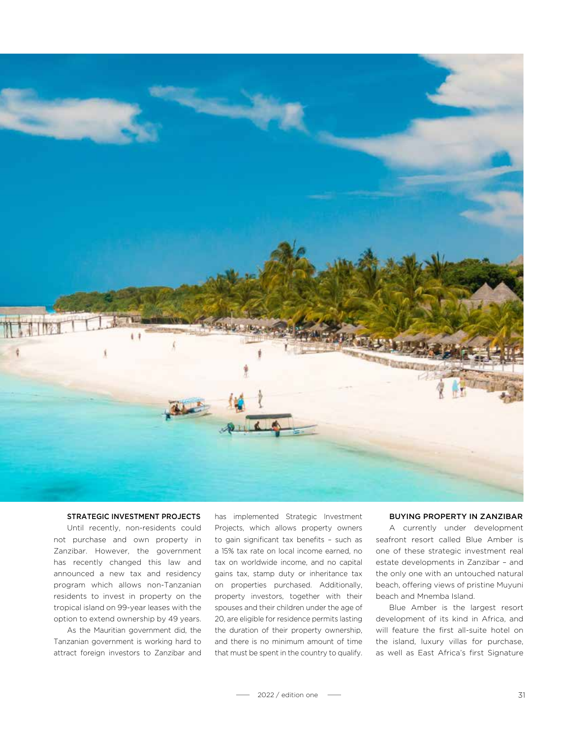## STRATEGIC INVESTMENT PROJECTS

Until recently, non-residents could not purchase and own property in Zanzibar. However, the government has recently changed this law and announced a new tax and residency program which allows non-Tanzanian residents to invest in property on the tropical island on 99-year leases with the option to extend ownership by 49 years.

As the Mauritian government did, the Tanzanian government is working hard to attract foreign investors to Zanzibar and has implemented Strategic Investment Projects, which allows property owners to gain significant tax benefits – such as a 15% tax rate on local income earned, no tax on worldwide income, and no capital gains tax, stamp duty or inheritance tax on properties purchased. Additionally, property investors, together with their spouses and their children under the age of 20, are eligible for residence permits lasting the duration of their property ownership, and there is no minimum amount of time that must be spent in the country to qualify.

## BUYING PROPERTY IN ZANZIBAR

A currently under development seafront resort called Blue Amber is one of these strategic investment real estate developments in Zanzibar – and the only one with an untouched natural beach, offering views of pristine Muyuni beach and Mnemba Island.

Blue Amber is the largest resort development of its kind in Africa, and will feature the first all-suite hotel on the island, luxury villas for purchase, as well as East Africa's first Signature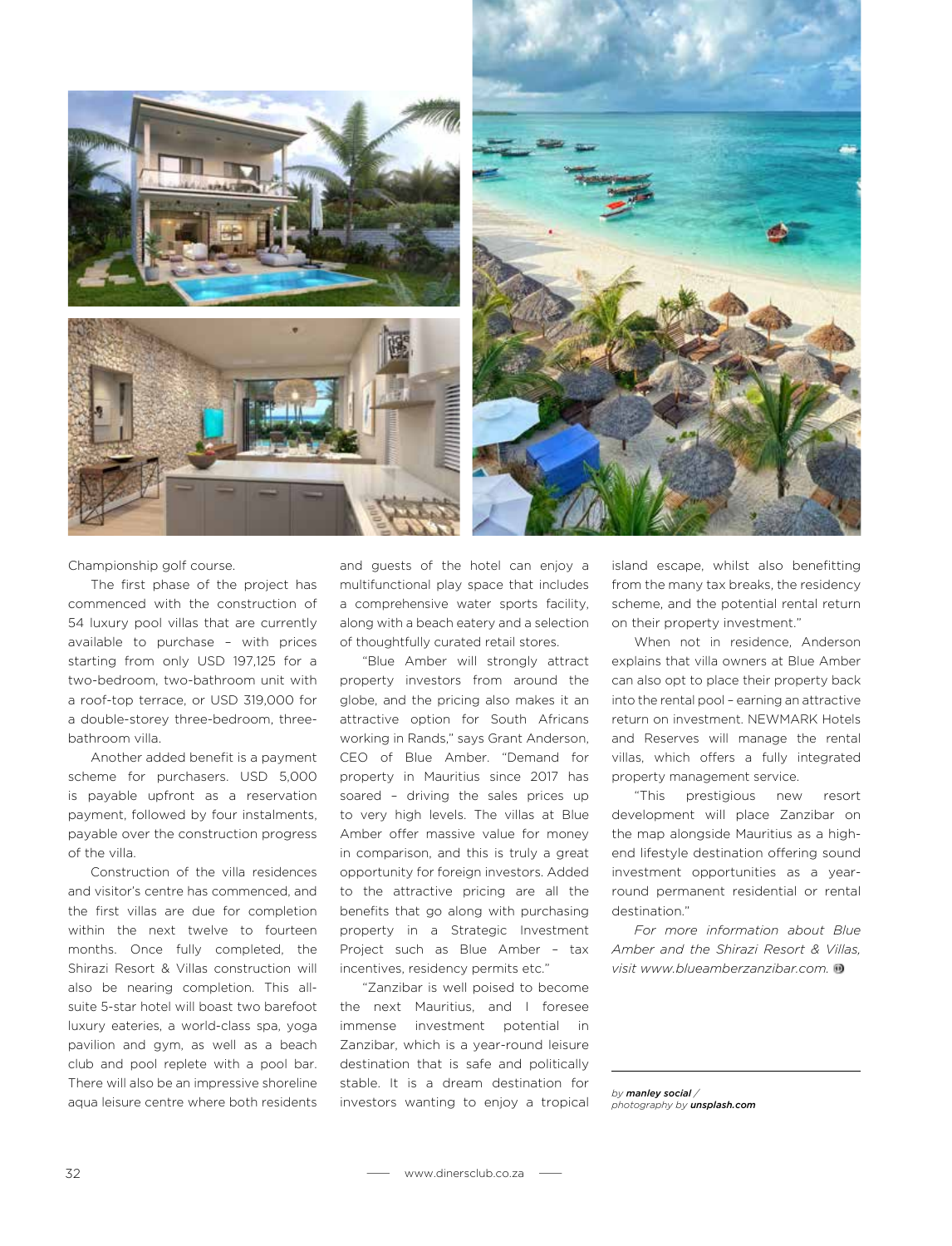Championship golf course.

The first phase of the project has commenced with the construction of 54 luxury pool villas that are currently available to purchase – with prices starting from only USD 197,125 for a two-bedroom, two-bathroom unit with a roof-top terrace, or USD 319,000 for a double-storey three-bedroom, three-bathroom villa.

Another added benefit is a payment scheme for purchasers. USD 5,000 is payable upfront as a reservation payment, followed by four instalments, payable over the construction progress of the villa.

Construction of the villa residences and visitor's centre has commenced, and the first villas are due for completion within the next twelve to fourteen months. Once fully completed, the Shirazi Resort & Villas construction will also be nearing completion. This all-suite 5-star hotel will boast two barefoot luxury eateries, a world-class spa, yoga pavilion and gym, as well as a beach club and pool replete with a pool bar. There will also be an impressive shoreline aqua leisure centre where both residents and guests of the hotel can enjoy a multifunctional play space that includes a comprehensive water sports facility, along with a beach eatery and a selection of thoughtfully curated retail stores.

"Blue Amber will strongly attract property investors from around the globe, and the pricing also makes it an attractive option for South Africans working in Rands," says Grant Anderson, CEO of Blue Amber. "Demand for property in Mauritius since 2017 has soared – driving the sales prices up to very high levels. The villas at Blue Amber offer massive value for money in comparison, and this is truly a great opportunity for foreign investors. Added to the attractive pricing are all the benefits that go along with purchasing property in a Strategic Investment Project such as Blue Amber – tax incentives, residency permits etc."

"Zanzibar is well poised to become the next Mauritius, and I foresee immense investment potential in Zanzibar, which is a year-round leisure destination that is safe and politically stable. It is a dream destination for investors wanting to enjoy a tropical island escape, whilst also benefitting from the many tax breaks, the residency scheme, and the potential rental return on their property investment."

When not in residence, Anderson explains that villa owners at Blue Amber can also opt to place their property back into the rental pool – earning an attractive return on investment. NEWMARK Hotels and Reserves will manage the rental villas, which offers a fully integrated property management service.

"This prestigious new resort development will place Zanzibar on the map alongside Mauritius as a high-end lifestyle destination offering sound investment opportunities as a year-round permanent residential or rental destination."

*For more information about Blue Amber and the Shirazi Resort & Villas, visit www.blueamberzanzibar.com.*

*by* ***manley social*** */*
*photography by* ***unsplash.com***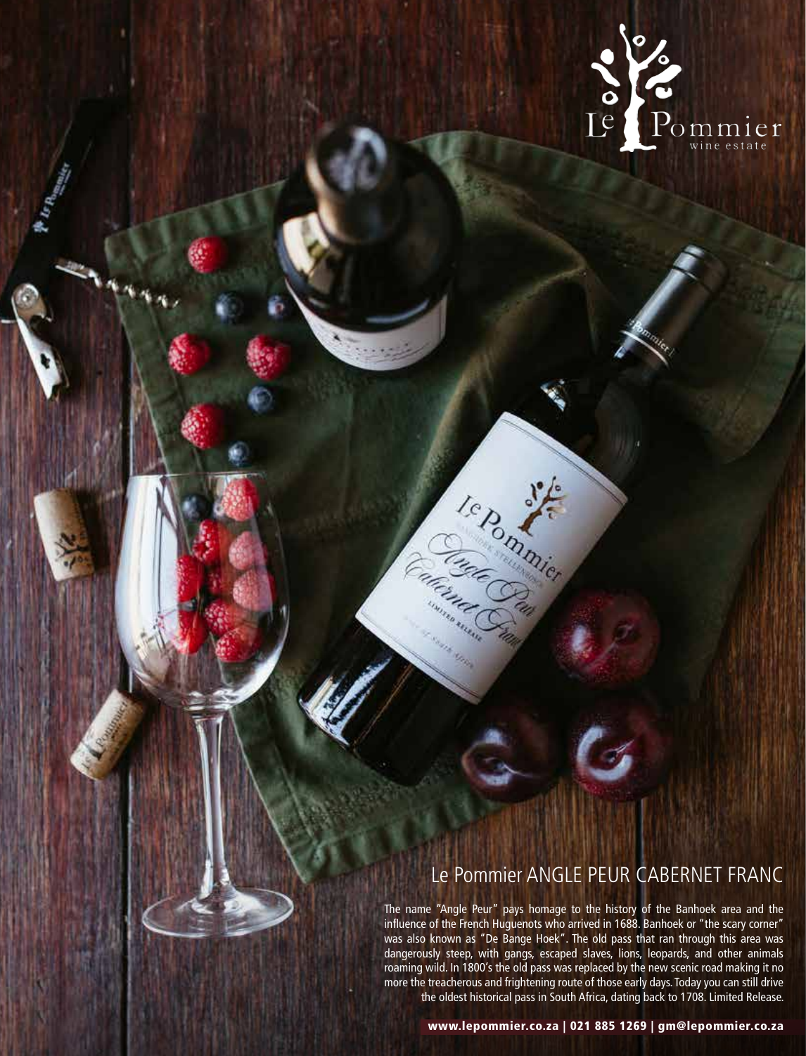## Le Pommier ANGLE PEUR CABERNET FRANC

The name "Angle Peur" pays homage to the history of the Banhoek area and the influence of the French Huguenots who arrived in 1688. Banhoek or "the scary corner" was also known as "De Bange Hoek". The old pass that ran through this area was dangerously steep, with gangs, escaped slaves, lions, leopards, and other animals roaming wild. In 1800's the old pass was replaced by the new scenic road making it no more the treacherous and frightening route of those early days. Today you can still drive the oldest historical pass in South Africa, dating back to 1708. Limited Release.

**www.lepommier.co.za | 021 885 1269 | gm@lepommier.co.za**